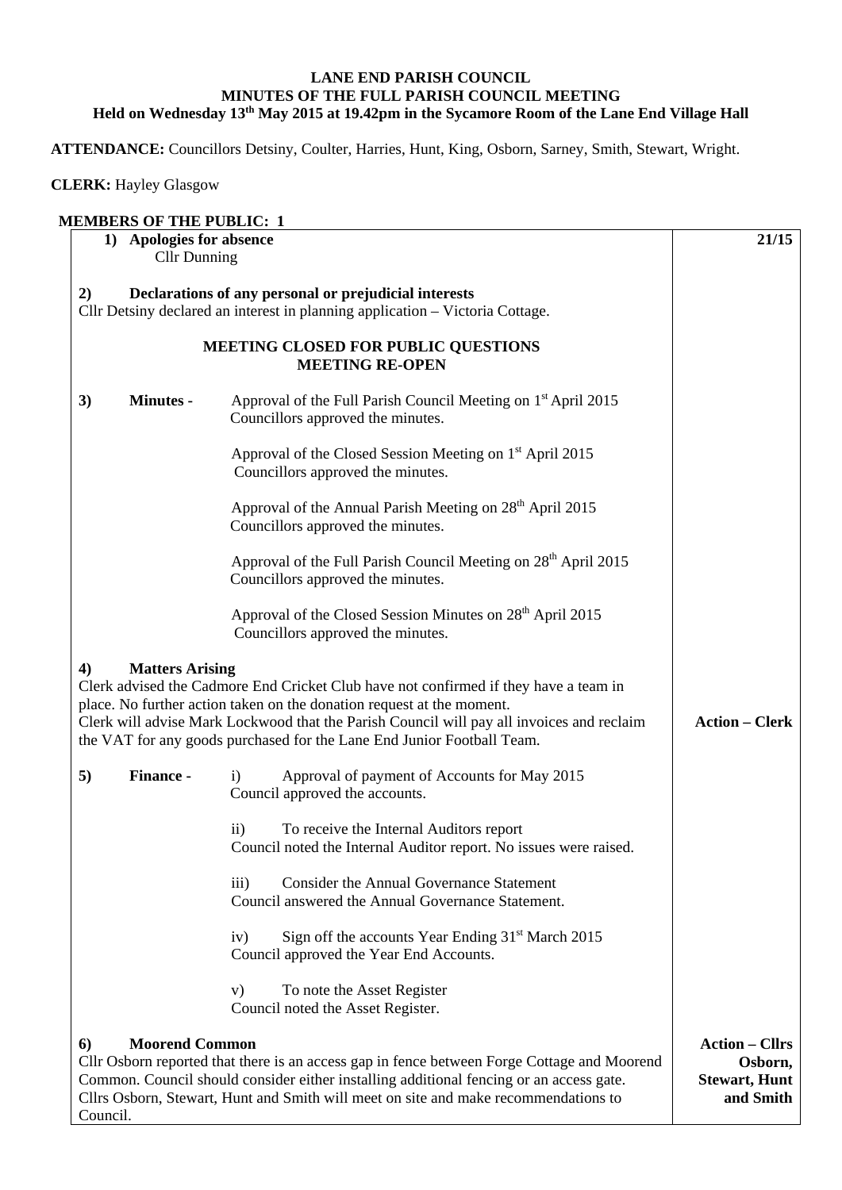# LANE END PARISH COUNCIL
## MINUTES OF THE FULL PARISH COUNCIL MEETING
### Held on Wednesday 13th May 2015 at 19.42pm in the Sycamore Room of the Lane End Village Hall

**ATTENDANCE:** Councillors Detsiny, Coulter, Harries, Hunt, King, Osborn, Sarney, Smith, Stewart, Wright.

**CLERK:** Hayley Glasgow

**MEMBERS OF THE PUBLIC: 1**

| | |
|---|---|
| **1) Apologies for absence**<br>Cllr Dunning | **21/15** |
| **2) Declarations of any personal or prejudicial interests**<br>Cllr Detsiny declared an interest in planning application – Victoria Cottage. | |
| **MEETING CLOSED FOR PUBLIC QUESTIONS**<br>**MEETING RE-OPEN** | |
| **3) Minutes -** Approval of the Full Parish Council Meeting on 1st April 2015<br>Councillors approved the minutes.<br><br>Approval of the Closed Session Meeting on 1st April 2015<br>Councillors approved the minutes.<br><br>Approval of the Annual Parish Meeting on 28th April 2015<br>Councillors approved the minutes.<br><br>Approval of the Full Parish Council Meeting on 28th April 2015<br>Councillors approved the minutes.<br><br>Approval of the Closed Session Minutes on 28th April 2015<br>Councillors approved the minutes. | |
| **4) Matters Arising**<br>Clerk advised the Cadmore End Cricket Club have not confirmed if they have a team in place. No further action taken on the donation request at the moment.<br>Clerk will advise Mark Lockwood that the Parish Council will pay all invoices and reclaim the VAT for any goods purchased for the Lane End Junior Football Team. | **Action – Clerk** |
| **5) Finance -** i) Approval of payment of Accounts for May 2015<br>Council approved the accounts.<br><br>ii) To receive the Internal Auditors report<br>Council noted the Internal Auditor report. No issues were raised.<br><br>iii) Consider the Annual Governance Statement<br>Council answered the Annual Governance Statement.<br><br>iv) Sign off the accounts Year Ending 31st March 2015<br>Council approved the Year End Accounts.<br><br>v) To note the Asset Register<br>Council noted the Asset Register. | |
| **6) Moorend Common**<br>Cllr Osborn reported that there is an access gap in fence between Forge Cottage and Moorend Common. Council should consider either installing additional fencing or an access gate. Cllrs Osborn, Stewart, Hunt and Smith will meet on site and make recommendations to Council. | **Action – Cllrs Osborn, Stewart, Hunt and Smith** |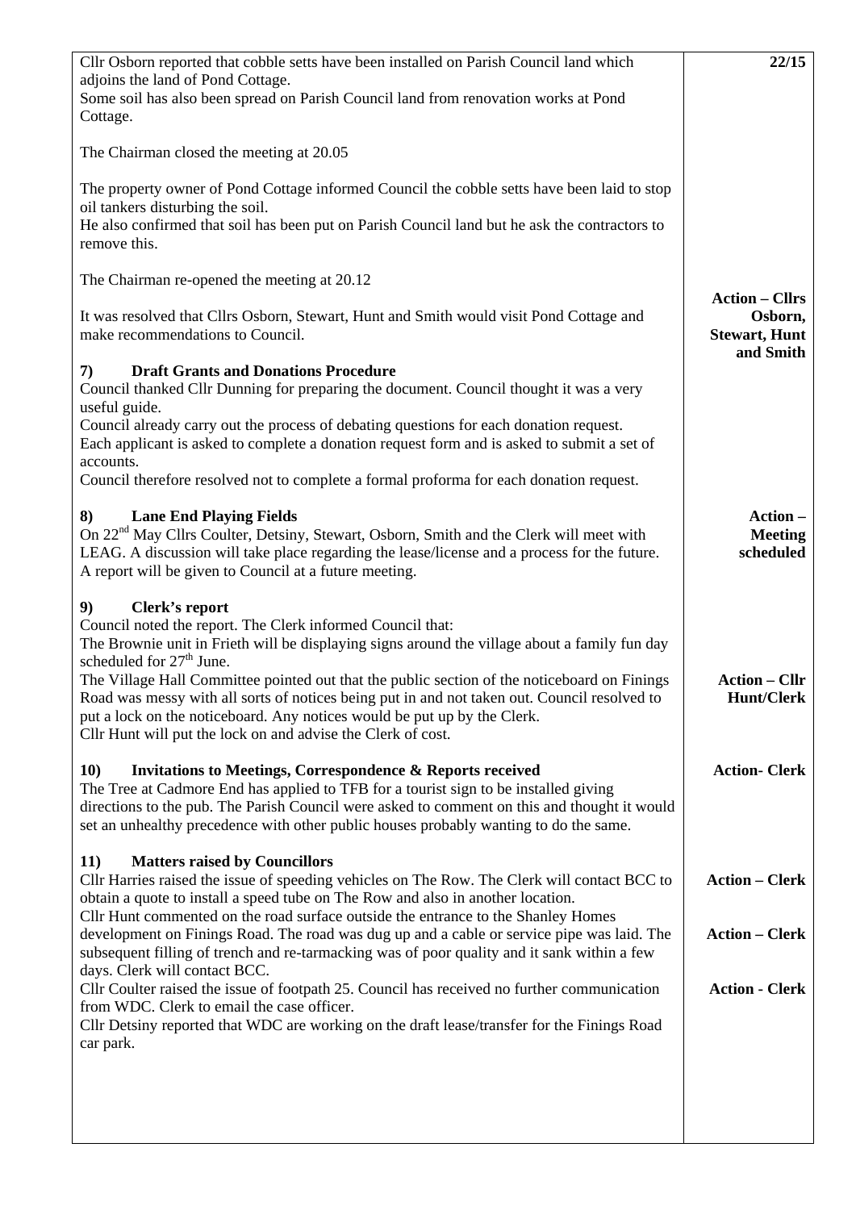| | 22/15 |
|---|---|
| Cllr Osborn reported that cobble setts have been installed on Parish Council land which adjoins the land of Pond Cottage.<br>Some soil has also been spread on Parish Council land from renovation works at Pond Cottage.<br><br>The Chairman closed the meeting at 20.05<br><br>The property owner of Pond Cottage informed Council the cobble setts have been laid to stop oil tankers disturbing the soil.<br>He also confirmed that soil has been put on Parish Council land but he ask the contractors to remove this.<br><br>The Chairman re-opened the meeting at 20.12<br><br>It was resolved that Cllrs Osborn, Stewart, Hunt and Smith would visit Pond Cottage and make recommendations to Council. | **Action – Cllrs Osborn, Stewart, Hunt and Smith** |
| **7) Draft Grants and Donations Procedure**<br>Council thanked Cllr Dunning for preparing the document. Council thought it was a very useful guide.<br>Council already carry out the process of debating questions for each donation request. Each applicant is asked to complete a donation request form and is asked to submit a set of accounts.<br>Council therefore resolved not to complete a formal proforma for each donation request. | |
| **8) Lane End Playing Fields**<br>On 22nd May Cllrs Coulter, Detsiny, Stewart, Osborn, Smith and the Clerk will meet with LEAG. A discussion will take place regarding the lease/license and a process for the future. A report will be given to Council at a future meeting. | **Action – Meeting scheduled** |
| **9) Clerk's report**<br>Council noted the report. The Clerk informed Council that:<br>The Brownie unit in Frieth will be displaying signs around the village about a family fun day scheduled for 27th June.<br>The Village Hall Committee pointed out that the public section of the noticeboard on Finings Road was messy with all sorts of notices being put in and not taken out. Council resolved to put a lock on the noticeboard. Any notices would be put up by the Clerk.<br>Cllr Hunt will put the lock on and advise the Clerk of cost. | **Action – Cllr Hunt/Clerk** |
| **10) Invitations to Meetings, Correspondence & Reports received**<br>The Tree at Cadmore End has applied to TFB for a tourist sign to be installed giving directions to the pub. The Parish Council were asked to comment on this and thought it would set an unhealthy precedence with other public houses probably wanting to do the same. | **Action- Clerk** |
| **11) Matters raised by Councillors**<br>Cllr Harries raised the issue of speeding vehicles on The Row. The Clerk will contact BCC to obtain a quote to install a speed tube on The Row and also in another location.<br>Cllr Hunt commented on the road surface outside the entrance to the Shanley Homes development on Finings Road. The road was dug up and a cable or service pipe was laid. The subsequent filling of trench and re-tarmacking was of poor quality and it sank within a few days. Clerk will contact BCC.<br>Cllr Coulter raised the issue of footpath 25. Council has received no further communication from WDC. Clerk to email the case officer.<br>Cllr Detsiny reported that WDC are working on the draft lease/transfer for the Finings Road car park. | **Action – Clerk**<br><br>**Action – Clerk**<br><br>**Action - Clerk** |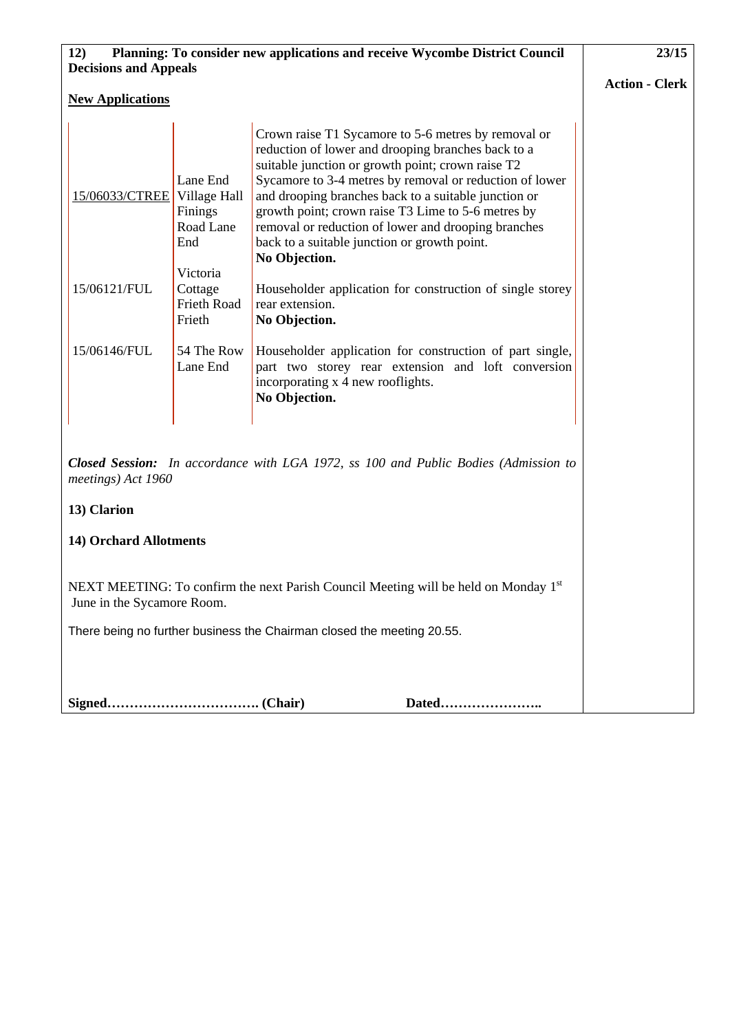**12) Planning: To consider new applications and receive Wycombe District Council Decisions and Appeals**

**23/15**

**Action - Clerk**

**New Applications**

| | | |
|---|---|---|
| 15/06033/CTREE | Lane End Village Hall Finings Road Lane End | Crown raise T1 Sycamore to 5-6 metres by removal or reduction of lower and drooping branches back to a suitable junction or growth point; crown raise T2 Sycamore to 3-4 metres by removal or reduction of lower and drooping branches back to a suitable junction or growth point; crown raise T3 Lime to 5-6 metres by removal or reduction of lower and drooping branches back to a suitable junction or growth point. **No Objection.** |
| 15/06121/FUL | Victoria Cottage Frieth Road Frieth | Householder application for construction of single storey rear extension. **No Objection.** |
| 15/06146/FUL | 54 The Row Lane End | Householder application for construction of part single, part two storey rear extension and loft conversion incorporating x 4 new rooflights. **No Objection.** |

***Closed Session:*** *In accordance with LGA 1972, ss 100 and Public Bodies (Admission to meetings) Act 1960*

**13) Clarion**

**14) Orchard Allotments**

NEXT MEETING: To confirm the next Parish Council Meeting will be held on Monday 1st June in the Sycamore Room.

There being no further business the Chairman closed the meeting 20.55.

**Signed……………………………. (Chair)** **Dated…………………..**